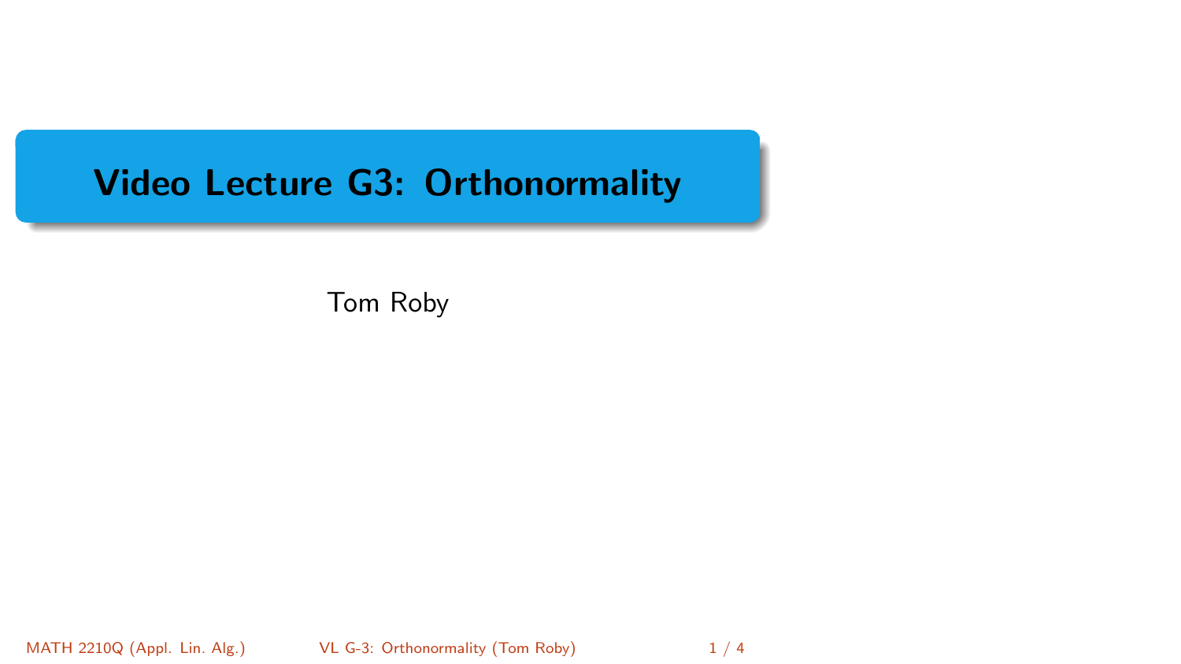# Video Lecture G3: Orthonormality

Tom Roby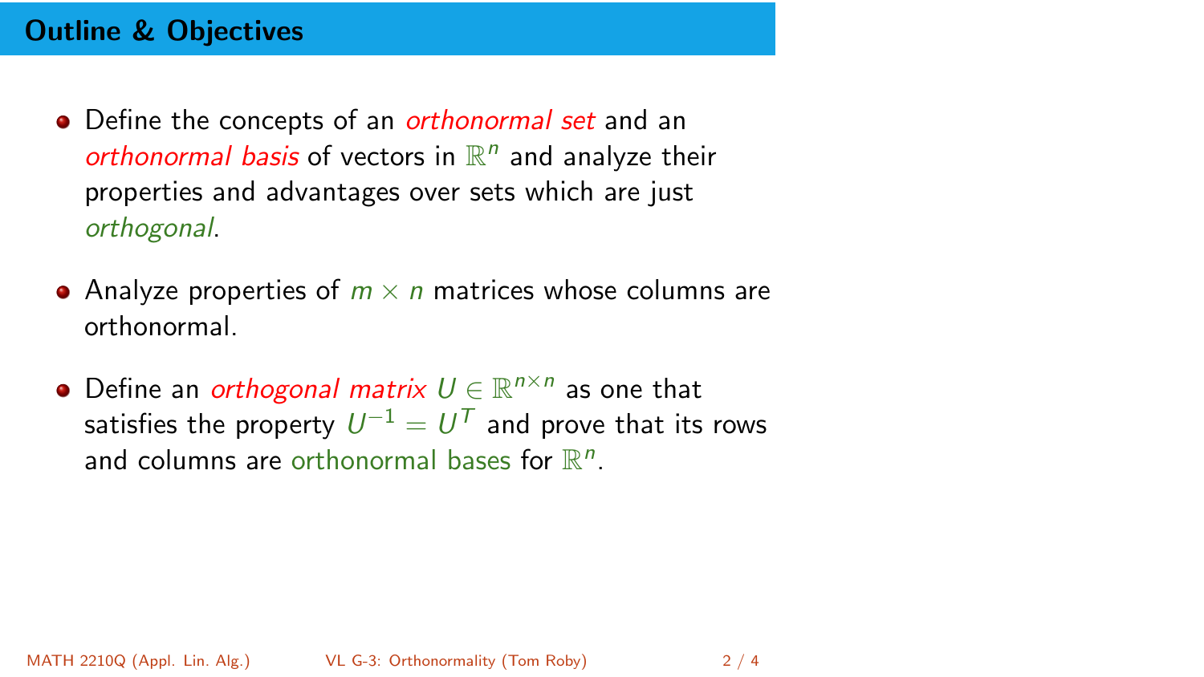## Outline & Objectives

- Define the concepts of an *orthonormal set* and an *orthonormal basis* of vectors in $\mathbb{R}^n$ and analyze their properties and advantages over sets which are just *orthogonal*.

- Analyze properties of $m \times n$ matrices whose columns are orthonormal.

- Define an *orthogonal matrix* $U \in \mathbb{R}^{n \times n}$ as one that satisfies the property $U^{-1} = U^T$ and prove that its rows and columns are orthonormal bases for $\mathbb{R}^n$.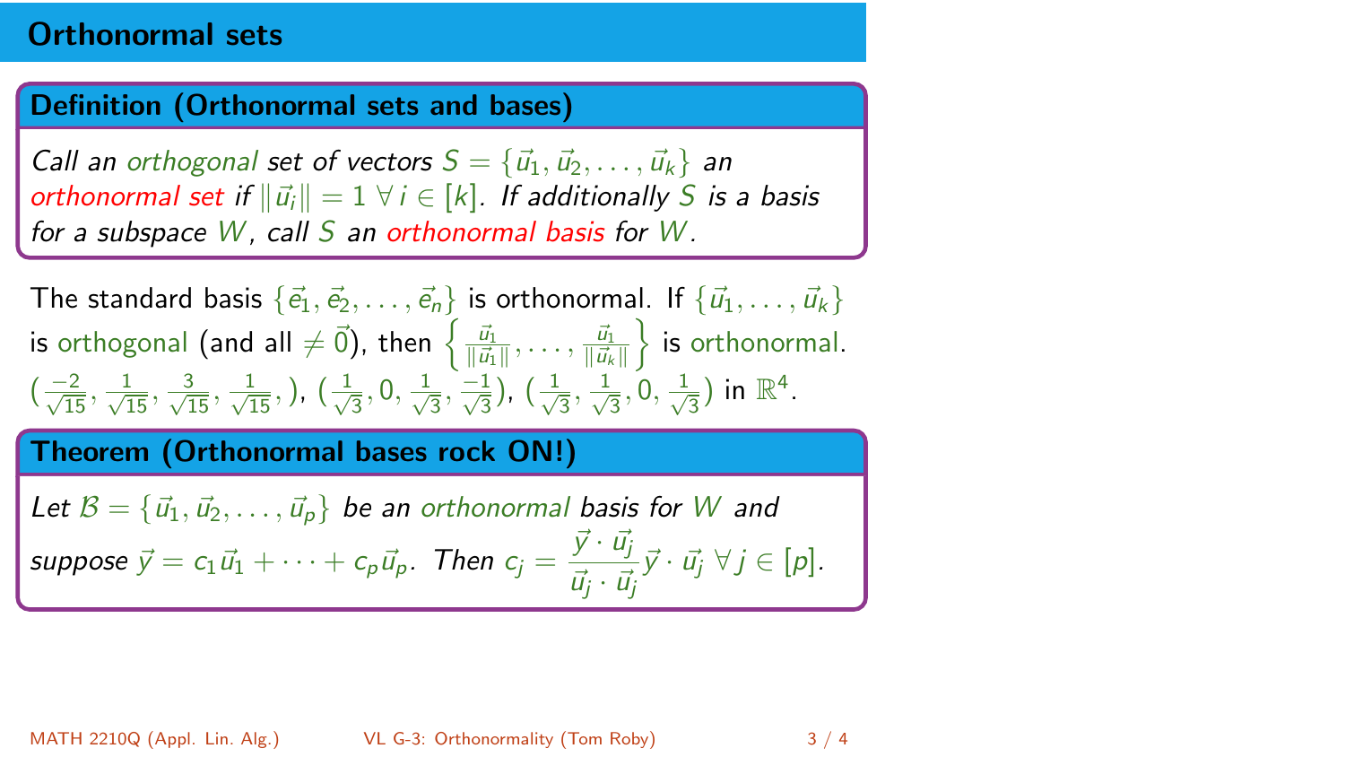# Orthonormal sets

**Definition (Orthonormal sets and bases)**

*Call an orthogonal set of vectors $S = \{\vec{u}_1, \vec{u}_2, \ldots, \vec{u}_k\}$ an orthonormal set if $\|\vec{u}_i\| = 1 \; \forall \, i \in [k]$. If additionally $S$ is a basis for a subspace $W$, call $S$ an orthonormal basis for $W$.*

The standard basis $\{\vec{e}_1, \vec{e}_2, \ldots, \vec{e}_n\}$ is orthonormal. If $\{\vec{u}_1, \ldots, \vec{u}_k\}$ is orthogonal (and all $\neq \vec{0}$), then $\left\{ \frac{\vec{u}_1}{\|\vec{u}_1\|}, \ldots, \frac{\vec{u}_1}{\|\vec{u}_k\|} \right\}$ is orthonormal.
$(\frac{-2}{\sqrt{15}}, \frac{1}{\sqrt{15}}, \frac{3}{\sqrt{15}}, \frac{1}{\sqrt{15}},)$, $(\frac{1}{\sqrt{3}}, 0, \frac{1}{\sqrt{3}}, \frac{-1}{\sqrt{3}})$, $(\frac{1}{\sqrt{3}}, \frac{1}{\sqrt{3}}, 0, \frac{1}{\sqrt{3}})$ in $\mathbb{R}^4$.

**Theorem (Orthonormal bases rock ON!)**

*Let $\mathcal{B} = \{\vec{u}_1, \vec{u}_2, \ldots, \vec{u}_p\}$ be an orthonormal basis for $W$ and suppose $\vec{y} = c_1\vec{u}_1 + \cdots + c_p\vec{u}_p$. Then $c_j = \dfrac{\vec{y} \cdot \vec{u}_j}{\vec{u}_j \cdot \vec{u}_j} \vec{y} \cdot \vec{u}_j \; \forall \, j \in [p]$.*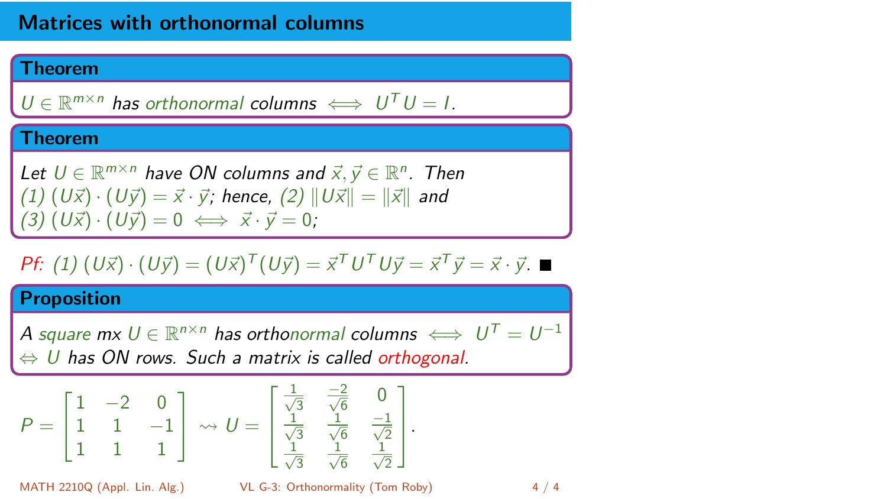# Matrices with orthonormal columns

**Theorem**

*$U \in \mathbb{R}^{m\times n}$ has orthonormal columns $\iff$ $U^T U = I$.*

**Theorem**

*Let $U \in \mathbb{R}^{m\times n}$ have ON columns and $\vec{x}, \vec{y} \in \mathbb{R}^n$. Then (1) $(U\vec{x})\cdot(U\vec{y}) = \vec{x}\cdot\vec{y}$; hence, (2) $\|U\vec{x}\| = \|\vec{x}\|$ and (3) $(U\vec{x})\cdot(U\vec{y}) = 0 \iff \vec{x}\cdot\vec{y} = 0$;*

*Pf:* (1) $(U\vec{x})\cdot(U\vec{y}) = (U\vec{x})^T(U\vec{y}) = \vec{x}^T U^T U\vec{y} = \vec{x}^T\vec{y} = \vec{x}\cdot\vec{y}$. ■

**Proposition**

*A square mx $U \in \mathbb{R}^{n\times n}$ has orthonormal columns $\iff$ $U^T = U^{-1}$ $\Leftrightarrow$ $U$ has ON rows. Such a matrix is called orthogonal.*

$$P = \begin{bmatrix} 1 & -2 & 0 \\ 1 & 1 & -1 \\ 1 & 1 & 1 \end{bmatrix} \rightsquigarrow U = \begin{bmatrix} \frac{1}{\sqrt{3}} & \frac{-2}{\sqrt{6}} & 0 \\ \frac{1}{\sqrt{3}} & \frac{1}{\sqrt{6}} & \frac{-1}{\sqrt{2}} \\ \frac{1}{\sqrt{3}} & \frac{1}{\sqrt{6}} & \frac{1}{\sqrt{2}} \end{bmatrix}.$$